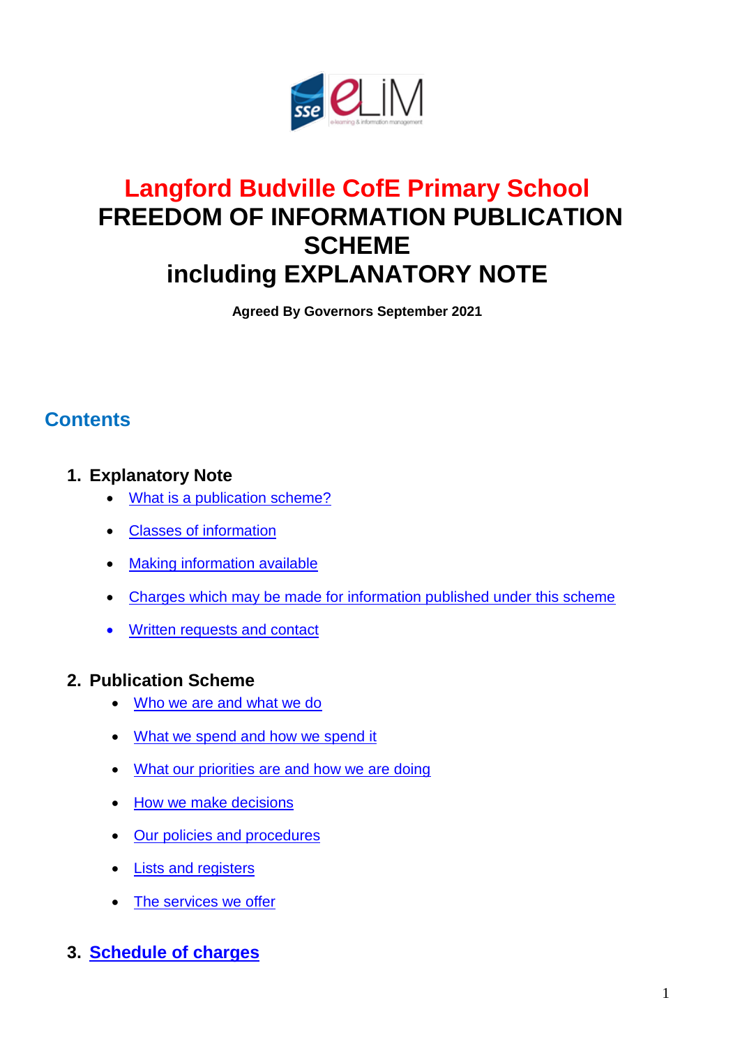# Langford Budville CofE Primary School
# FREEDOM OF INFORMATION PUBLICATION SCHEME
# including EXPLANATORY NOTE

**Agreed By Governors September 2021**

## Contents

1. **Explanatory Note**
   - What is a publication scheme?
   - Classes of information
   - Making information available
   - Charges which may be made for information published under this scheme
   - Written requests and contact

2. **Publication Scheme**
   - Who we are and what we do
   - What we spend and how we spend it
   - What our priorities are and how we are doing
   - How we make decisions
   - Our policies and procedures
   - Lists and registers
   - The services we offer

3. **Schedule of charges**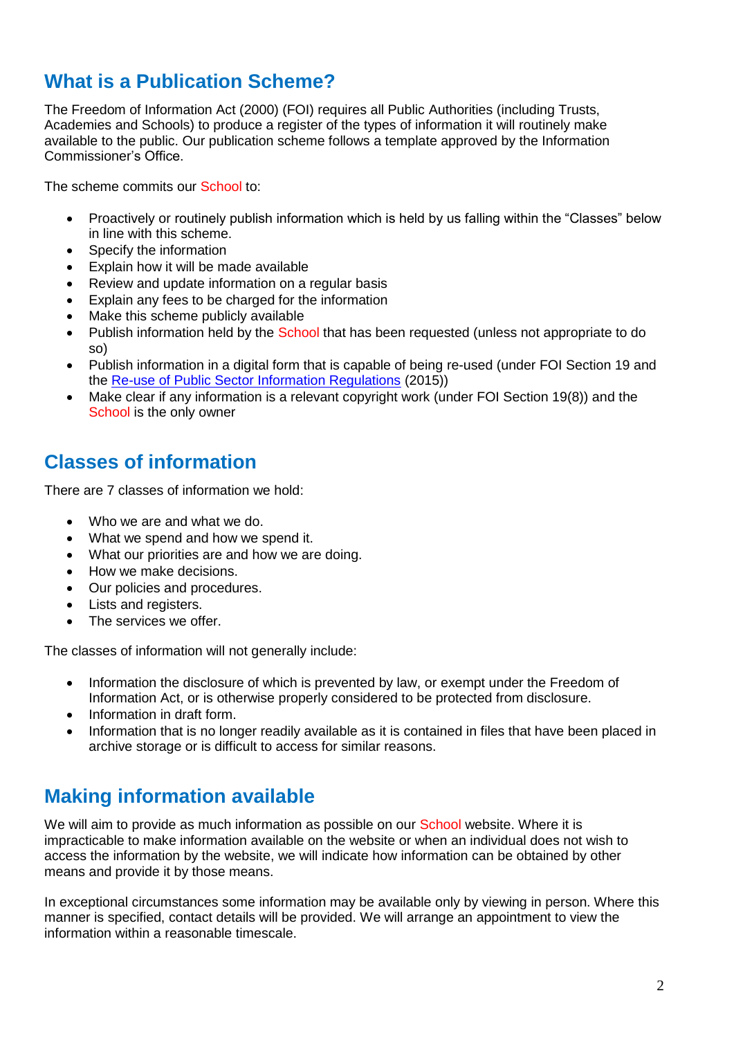## What is a Publication Scheme?

The Freedom of Information Act (2000) (FOI) requires all Public Authorities (including Trusts, Academies and Schools) to produce a register of the types of information it will routinely make available to the public. Our publication scheme follows a template approved by the Information Commissioner's Office.

The scheme commits our School to:

- Proactively or routinely publish information which is held by us falling within the "Classes" below in line with this scheme.
- Specify the information
- Explain how it will be made available
- Review and update information on a regular basis
- Explain any fees to be charged for the information
- Make this scheme publicly available
- Publish information held by the School that has been requested (unless not appropriate to do so)
- Publish information in a digital form that is capable of being re-used (under FOI Section 19 and the [Re-use of Public Sector Information Regulations](#) (2015))
- Make clear if any information is a relevant copyright work (under FOI Section 19(8)) and the School is the only owner

## Classes of information

There are 7 classes of information we hold:

- Who we are and what we do.
- What we spend and how we spend it.
- What our priorities are and how we are doing.
- How we make decisions.
- Our policies and procedures.
- Lists and registers.
- The services we offer.

The classes of information will not generally include:

- Information the disclosure of which is prevented by law, or exempt under the Freedom of Information Act, or is otherwise properly considered to be protected from disclosure.
- Information in draft form.
- Information that is no longer readily available as it is contained in files that have been placed in archive storage or is difficult to access for similar reasons.

## Making information available

We will aim to provide as much information as possible on our School website. Where it is impracticable to make information available on the website or when an individual does not wish to access the information by the website, we will indicate how information can be obtained by other means and provide it by those means.

In exceptional circumstances some information may be available only by viewing in person. Where this manner is specified, contact details will be provided. We will arrange an appointment to view the information within a reasonable timescale.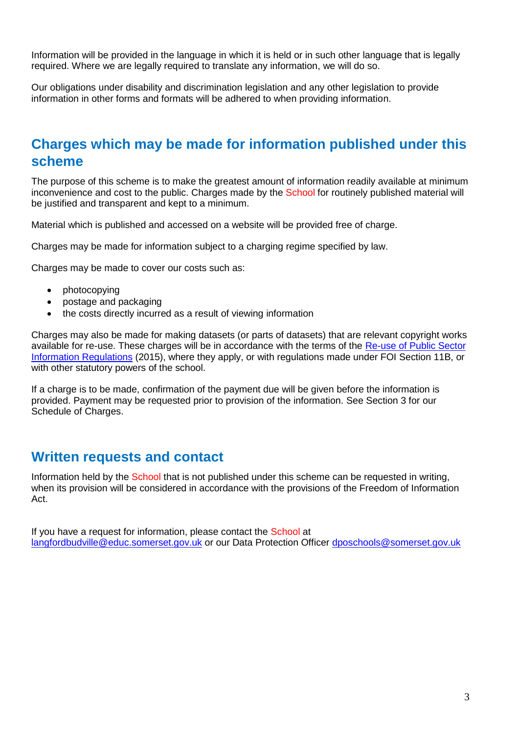Information will be provided in the language in which it is held or in such other language that is legally required. Where we are legally required to translate any information, we will do so.

Our obligations under disability and discrimination legislation and any other legislation to provide information in other forms and formats will be adhered to when providing information.

## Charges which may be made for information published under this scheme

The purpose of this scheme is to make the greatest amount of information readily available at minimum inconvenience and cost to the public. Charges made by the School for routinely published material will be justified and transparent and kept to a minimum.

Material which is published and accessed on a website will be provided free of charge.

Charges may be made for information subject to a charging regime specified by law.

Charges may be made to cover our costs such as:

- photocopying
- postage and packaging
- the costs directly incurred as a result of viewing information

Charges may also be made for making datasets (or parts of datasets) that are relevant copyright works available for re-use. These charges will be in accordance with the terms of the Re-use of Public Sector Information Regulations (2015), where they apply, or with regulations made under FOI Section 11B, or with other statutory powers of the school.

If a charge is to be made, confirmation of the payment due will be given before the information is provided. Payment may be requested prior to provision of the information. See Section 3 for our Schedule of Charges.

## Written requests and contact

Information held by the School that is not published under this scheme can be requested in writing, when its provision will be considered in accordance with the provisions of the Freedom of Information Act.

If you have a request for information, please contact the School at langfordbudville@educ.somerset.gov.uk or our Data Protection Officer dposchools@somerset.gov.uk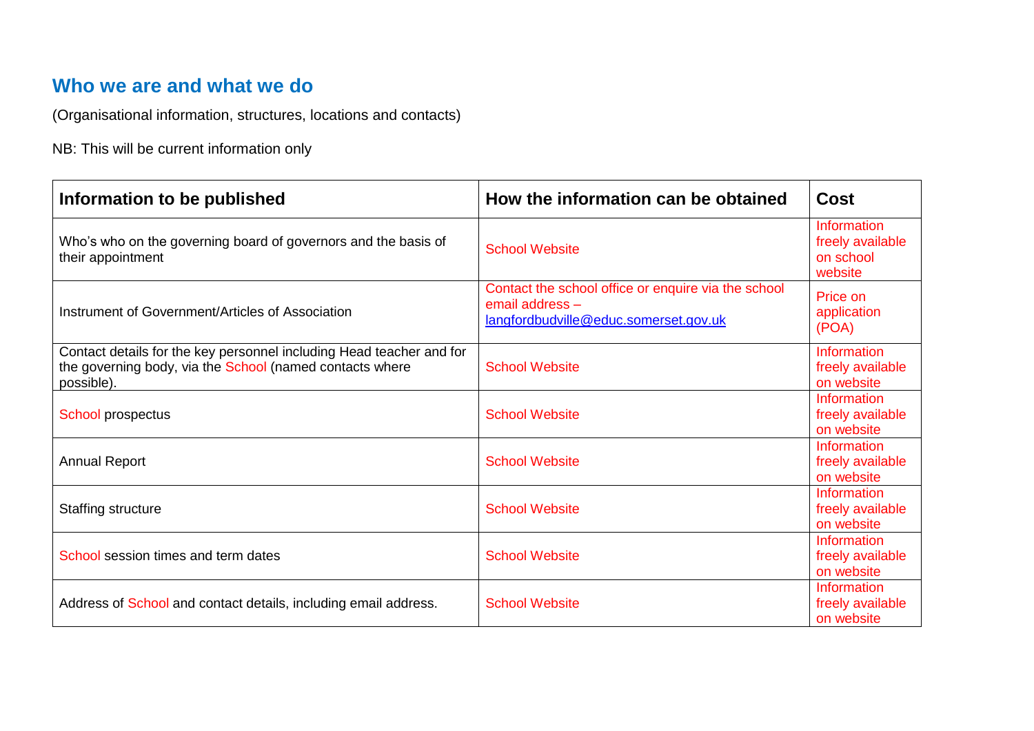## Who we are and what we do

(Organisational information, structures, locations and contacts)

NB: This will be current information only

| Information to be published | How the information can be obtained | Cost |
|---|---|---|
| Who's who on the governing board of governors and the basis of their appointment | School Website | Information freely available on school website |
| Instrument of Government/Articles of Association | Contact the school office or enquire via the school email address – langfordbudville@educ.somerset.gov.uk | Price on application (POA) |
| Contact details for the key personnel including Head teacher and for the governing body, via the School (named contacts where possible). | School Website | Information freely available on website |
| School prospectus | School Website | Information freely available on website |
| Annual Report | School Website | Information freely available on website |
| Staffing structure | School Website | Information freely available on website |
| School session times and term dates | School Website | Information freely available on website |
| Address of School and contact details, including email address. | School Website | Information freely available on website |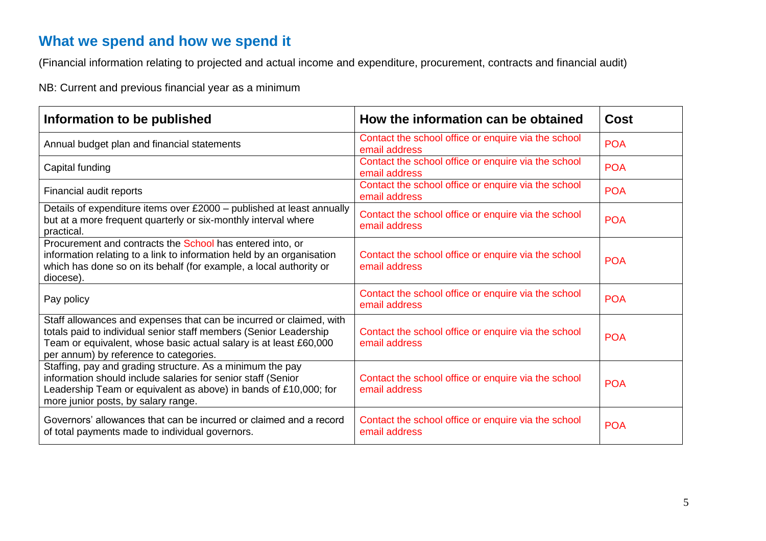## What we spend and how we spend it

(Financial information relating to projected and actual income and expenditure, procurement, contracts and financial audit)

NB: Current and previous financial year as a minimum

| Information to be published | How the information can be obtained | Cost |
|---|---|---|
| Annual budget plan and financial statements | Contact the school office or enquire via the school email address | POA |
| Capital funding | Contact the school office or enquire via the school email address | POA |
| Financial audit reports | Contact the school office or enquire via the school email address | POA |
| Details of expenditure items over £2000 – published at least annually but at a more frequent quarterly or six-monthly interval where practical. | Contact the school office or enquire via the school email address | POA |
| Procurement and contracts the School has entered into, or information relating to a link to information held by an organisation which has done so on its behalf (for example, a local authority or diocese). | Contact the school office or enquire via the school email address | POA |
| Pay policy | Contact the school office or enquire via the school email address | POA |
| Staff allowances and expenses that can be incurred or claimed, with totals paid to individual senior staff members (Senior Leadership Team or equivalent, whose basic actual salary is at least £60,000 per annum) by reference to categories. | Contact the school office or enquire via the school email address | POA |
| Staffing, pay and grading structure. As a minimum the pay information should include salaries for senior staff (Senior Leadership Team or equivalent as above) in bands of £10,000; for more junior posts, by salary range. | Contact the school office or enquire via the school email address | POA |
| Governors' allowances that can be incurred or claimed and a record of total payments made to individual governors. | Contact the school office or enquire via the school email address | POA |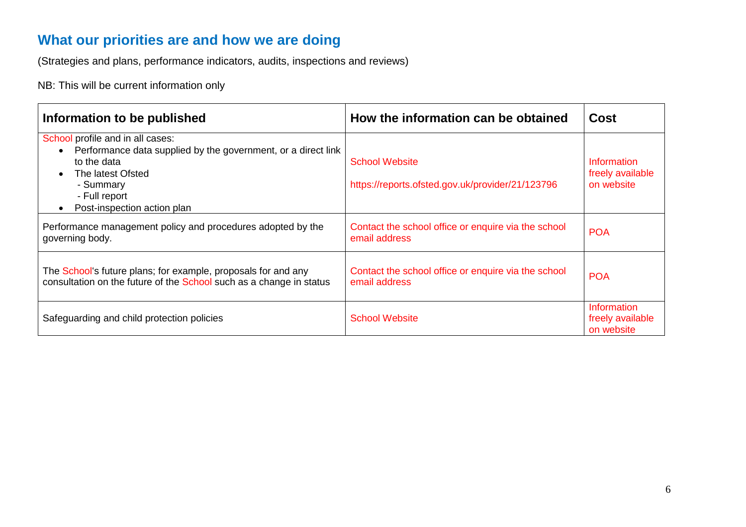## What our priorities are and how we are doing

(Strategies and plans, performance indicators, audits, inspections and reviews)

NB: This will be current information only

| Information to be published | How the information can be obtained | Cost |
|---|---|---|
| School profile and in all cases:<br>• Performance data supplied by the government, or a direct link to the data<br>• The latest Ofsted<br>- Summary<br>- Full report<br>• Post-inspection action plan | School Website<br><br>https://reports.ofsted.gov.uk/provider/21/123796 | Information freely available on website |
| Performance management policy and procedures adopted by the governing body. | Contact the school office or enquire via the school email address | POA |
| The School's future plans; for example, proposals for and any consultation on the future of the School such as a change in status | Contact the school office or enquire via the school email address | POA |
| Safeguarding and child protection policies | School Website | Information freely available on website |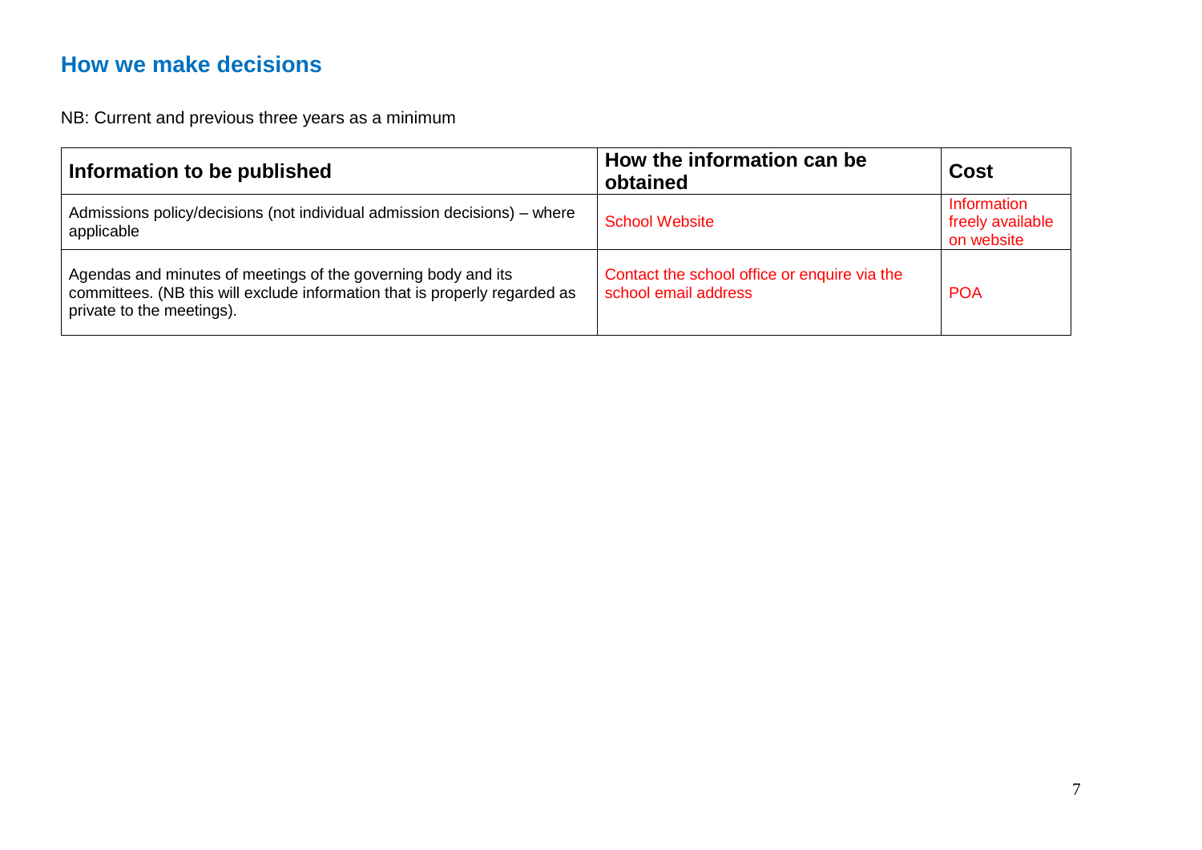## How we make decisions

NB: Current and previous three years as a minimum

| Information to be published | How the information can be obtained | Cost |
|---|---|---|
| Admissions policy/decisions (not individual admission decisions) – where applicable | School Website | Information freely available on website |
| Agendas and minutes of meetings of the governing body and its committees. (NB this will exclude information that is properly regarded as private to the meetings). | Contact the school office or enquire via the school email address | POA |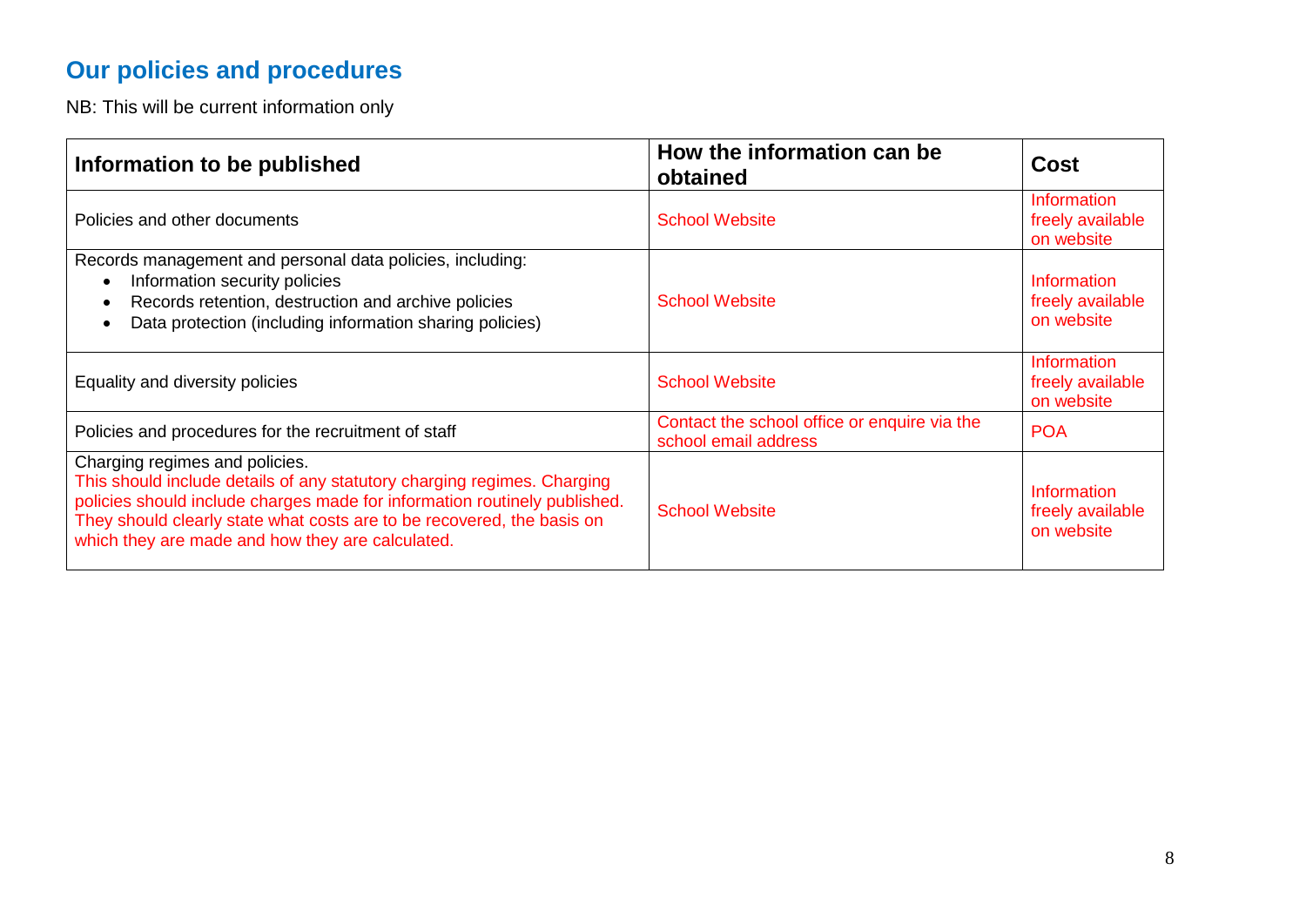## Our policies and procedures

NB: This will be current information only

| Information to be published | How the information can be obtained | Cost |
|---|---|---|
| Policies and other documents | School Website | Information freely available on website |
| Records management and personal data policies, including:<br>• Information security policies<br>• Records retention, destruction and archive policies<br>• Data protection (including information sharing policies) | School Website | Information freely available on website |
| Equality and diversity policies | School Website | Information freely available on website |
| Policies and procedures for the recruitment of staff | Contact the school office or enquire via the school email address | POA |
| Charging regimes and policies.<br>This should include details of any statutory charging regimes. Charging policies should include charges made for information routinely published. They should clearly state what costs are to be recovered, the basis on which they are made and how they are calculated. | School Website | Information freely available on website |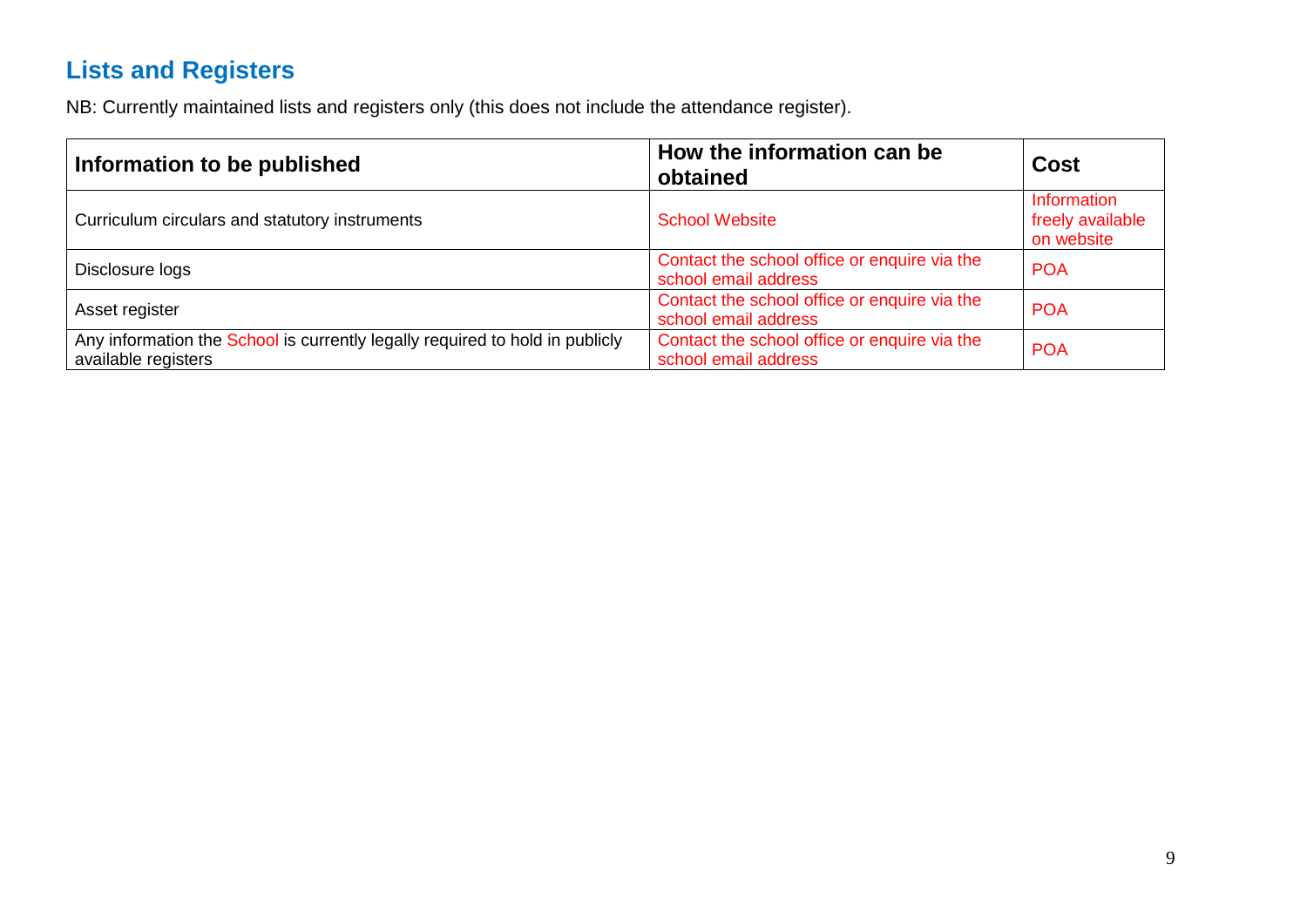## Lists and Registers

NB: Currently maintained lists and registers only (this does not include the attendance register).

| Information to be published | How the information can be obtained | Cost |
|---|---|---|
| Curriculum circulars and statutory instruments | School Website | Information freely available on website |
| Disclosure logs | Contact the school office or enquire via the school email address | POA |
| Asset register | Contact the school office or enquire via the school email address | POA |
| Any information the School is currently legally required to hold in publicly available registers | Contact the school office or enquire via the school email address | POA |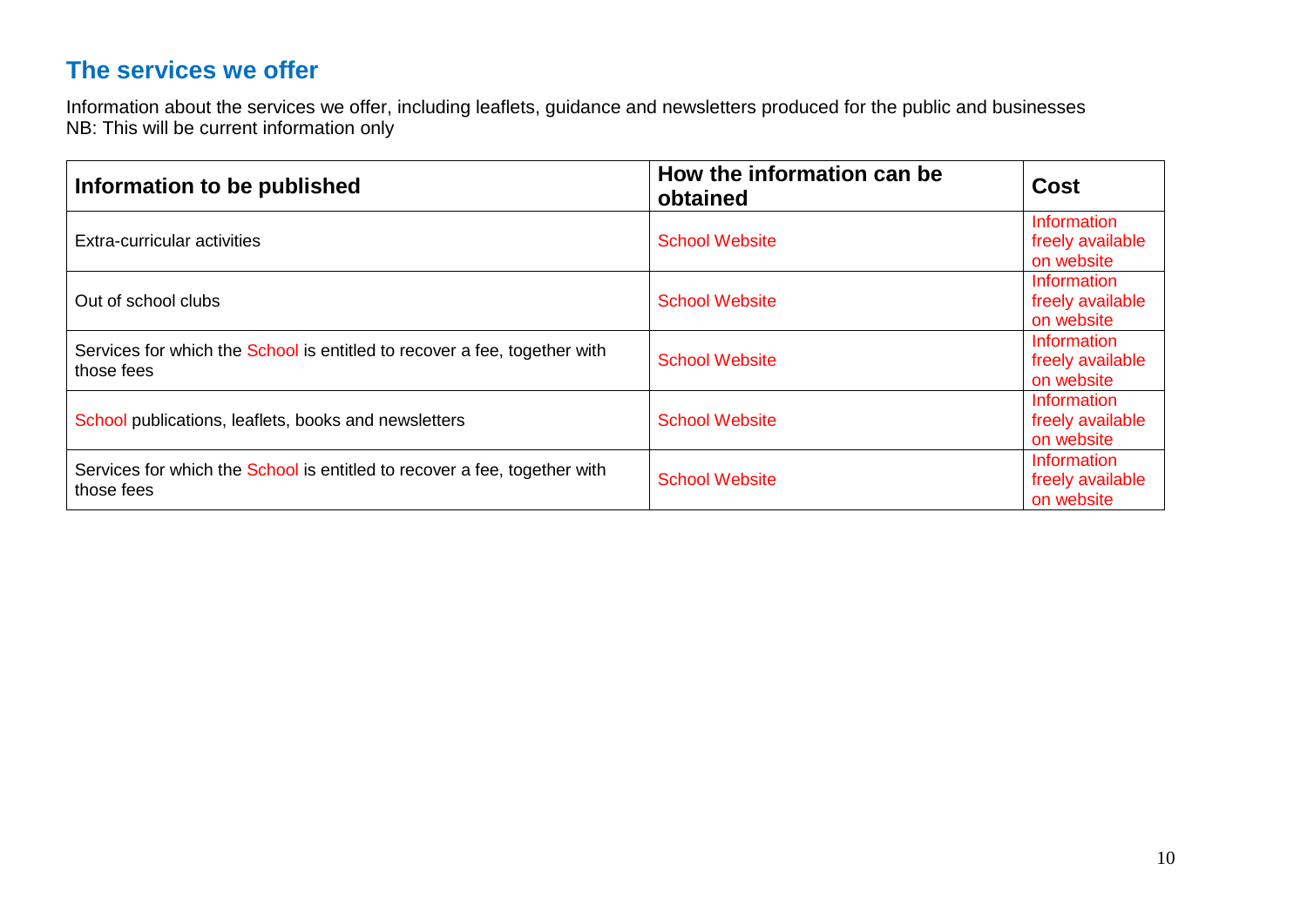## The services we offer

Information about the services we offer, including leaflets, guidance and newsletters produced for the public and businesses
NB: This will be current information only

| Information to be published | How the information can be obtained | Cost |
| --- | --- | --- |
| Extra-curricular activities | School Website | Information freely available on website |
| Out of school clubs | School Website | Information freely available on website |
| Services for which the School is entitled to recover a fee, together with those fees | School Website | Information freely available on website |
| School publications, leaflets, books and newsletters | School Website | Information freely available on website |
| Services for which the School is entitled to recover a fee, together with those fees | School Website | Information freely available on website |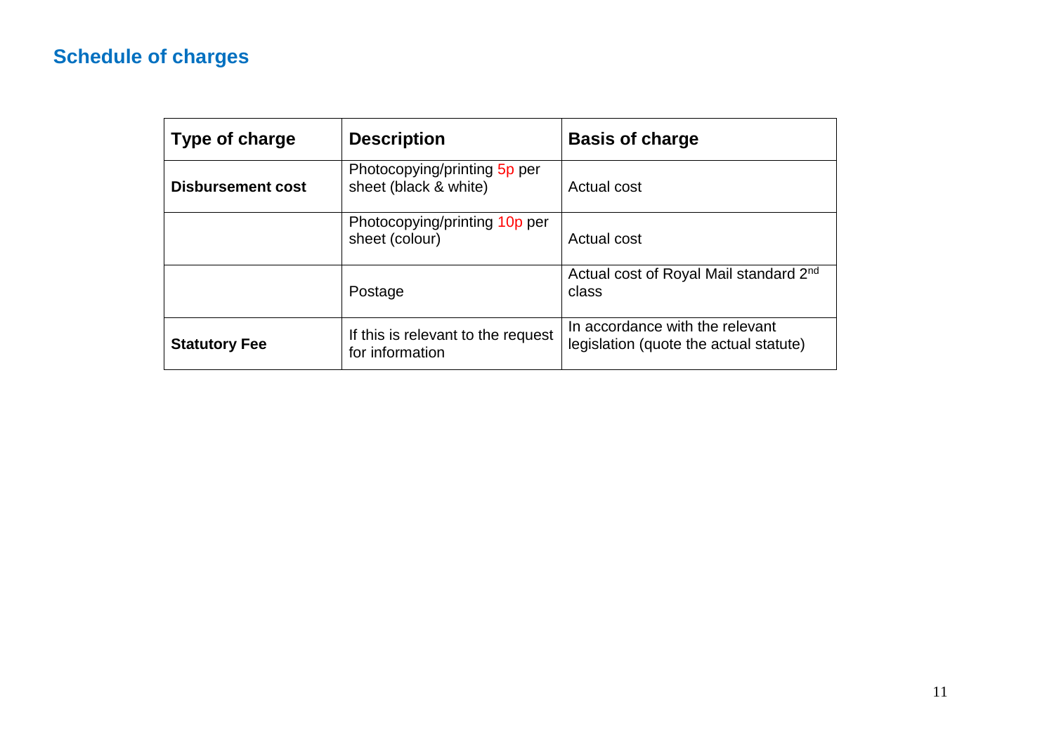## Schedule of charges

| Type of charge | Description | Basis of charge |
|---|---|---|
| **Disbursement cost** | Photocopying/printing 5p per sheet (black & white) | Actual cost |
| | Photocopying/printing 10p per sheet (colour) | Actual cost |
| | Postage | Actual cost of Royal Mail standard 2nd class |
| **Statutory Fee** | If this is relevant to the request for information | In accordance with the relevant legislation (quote the actual statute) |